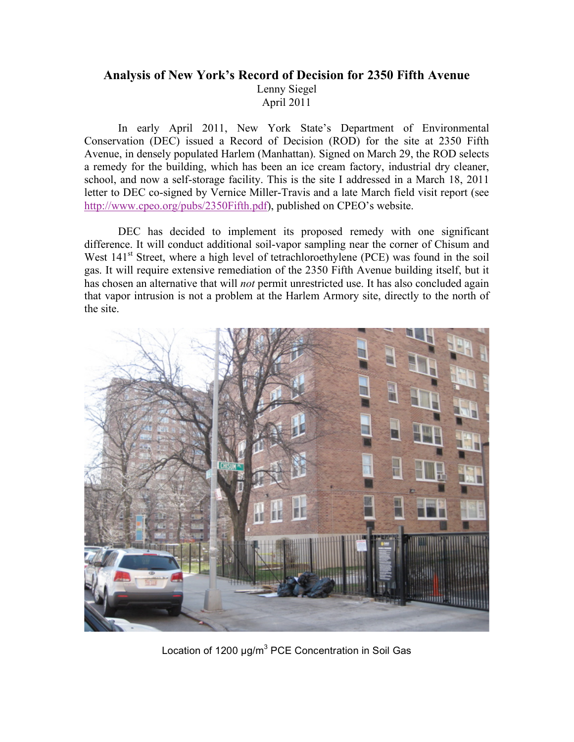# Analysis of New York's Record of Decision for 2350 Fifth Avenue

Lenny Siegel
April 2011

In early April 2011, New York State's Department of Environmental Conservation (DEC) issued a Record of Decision (ROD) for the site at 2350 Fifth Avenue, in densely populated Harlem (Manhattan). Signed on March 29, the ROD selects a remedy for the building, which has been an ice cream factory, industrial dry cleaner, school, and now a self-storage facility. This is the site I addressed in a March 18, 2011 letter to DEC co-signed by Vernice Miller-Travis and a late March field visit report (see http://www.cpeo.org/pubs/2350Fifth.pdf), published on CPEO's website.

DEC has decided to implement its proposed remedy with one significant difference. It will conduct additional soil-vapor sampling near the corner of Chisum and West 141st Street, where a high level of tetrachloroethylene (PCE) was found in the soil gas. It will require extensive remediation of the 2350 Fifth Avenue building itself, but it has chosen an alternative that will *not* permit unrestricted use. It has also concluded again that vapor intrusion is not a problem at the Harlem Armory site, directly to the north of the site.

Location of 1200 µg/m$^3$ PCE Concentration in Soil Gas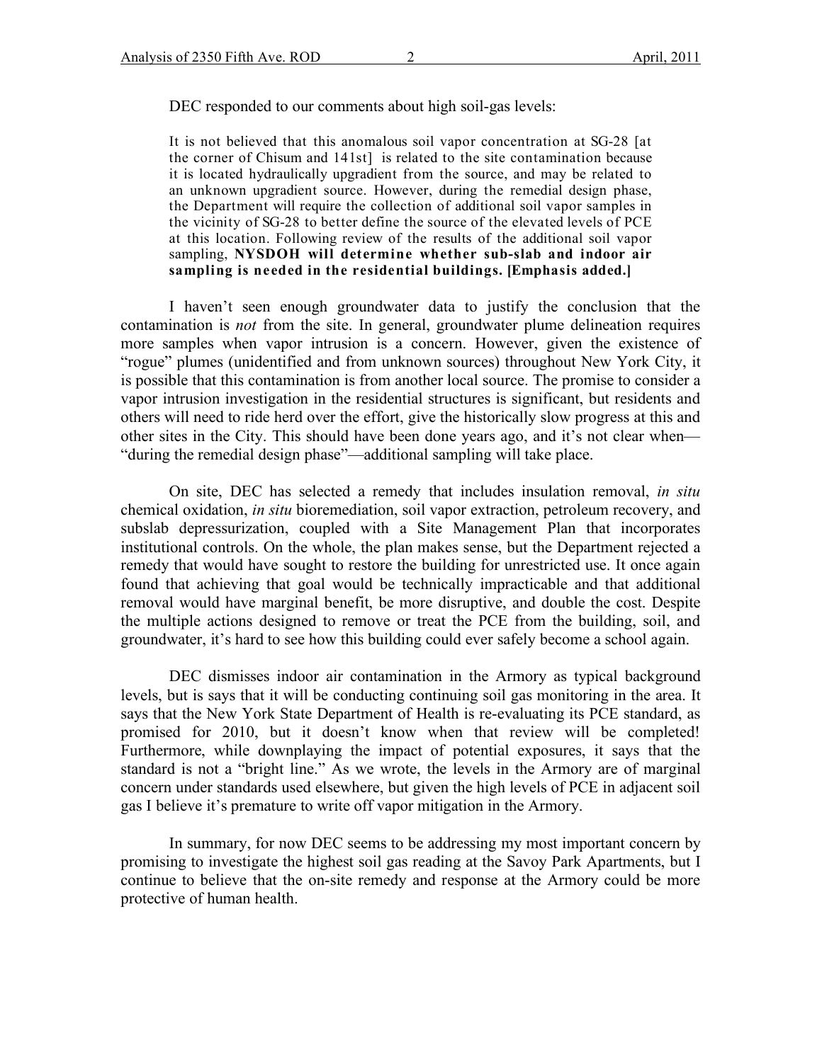DEC responded to our comments about high soil-gas levels:

> It is not believed that this anomalous soil vapor concentration at SG-28 [at the corner of Chisum and 141st] is related to the site contamination because it is located hydraulically upgradient from the source, and may be related to an unknown upgradient source. However, during the remedial design phase, the Department will require the collection of additional soil vapor samples in the vicinity of SG-28 to better define the source of the elevated levels of PCE at this location. Following review of the results of the additional soil vapor sampling, **NYSDOH will determine whether sub-slab and indoor air sampling is needed in the residential buildings. [Emphasis added.]**

I haven't seen enough groundwater data to justify the conclusion that the contamination is *not* from the site. In general, groundwater plume delineation requires more samples when vapor intrusion is a concern. However, given the existence of "rogue" plumes (unidentified and from unknown sources) throughout New York City, it is possible that this contamination is from another local source. The promise to consider a vapor intrusion investigation in the residential structures is significant, but residents and others will need to ride herd over the effort, give the historically slow progress at this and other sites in the City. This should have been done years ago, and it's not clear when—"during the remedial design phase"—additional sampling will take place.

On site, DEC has selected a remedy that includes insulation removal, *in situ* chemical oxidation, *in situ* bioremediation, soil vapor extraction, petroleum recovery, and subslab depressurization, coupled with a Site Management Plan that incorporates institutional controls. On the whole, the plan makes sense, but the Department rejected a remedy that would have sought to restore the building for unrestricted use. It once again found that achieving that goal would be technically impracticable and that additional removal would have marginal benefit, be more disruptive, and double the cost. Despite the multiple actions designed to remove or treat the PCE from the building, soil, and groundwater, it's hard to see how this building could ever safely become a school again.

DEC dismisses indoor air contamination in the Armory as typical background levels, but is says that it will be conducting continuing soil gas monitoring in the area. It says that the New York State Department of Health is re-evaluating its PCE standard, as promised for 2010, but it doesn't know when that review will be completed! Furthermore, while downplaying the impact of potential exposures, it says that the standard is not a "bright line." As we wrote, the levels in the Armory are of marginal concern under standards used elsewhere, but given the high levels of PCE in adjacent soil gas I believe it's premature to write off vapor mitigation in the Armory.

In summary, for now DEC seems to be addressing my most important concern by promising to investigate the highest soil gas reading at the Savoy Park Apartments, but I continue to believe that the on-site remedy and response at the Armory could be more protective of human health.